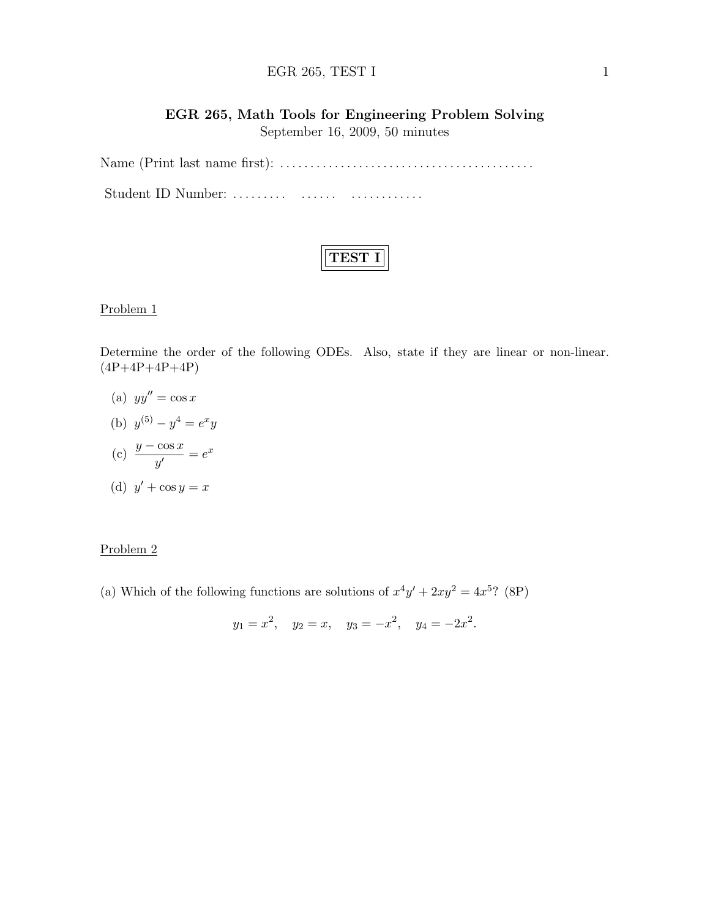# EGR 265, Math Tools for Engineering Problem Solving

September 16, 2009, 50 minutes

Name (Print last name first): ..........................................

Student ID Number: .........  ......  ............

**TEST I**

## Problem 1

Determine the order of the following ODEs. Also, state if they are linear or non-linear. (4P+4P+4P+4P)

(a) $yy'' = \cos x$

(b) $y^{(5)} - y^4 = e^x y$

(c) $\dfrac{y - \cos x}{y'} = e^x$

(d) $y' + \cos y = x$

## Problem 2

(a) Which of the following functions are solutions of $x^4 y' + 2xy^2 = 4x^5$? (8P)

$$y_1 = x^2, \quad y_2 = x, \quad y_3 = -x^2, \quad y_4 = -2x^2.$$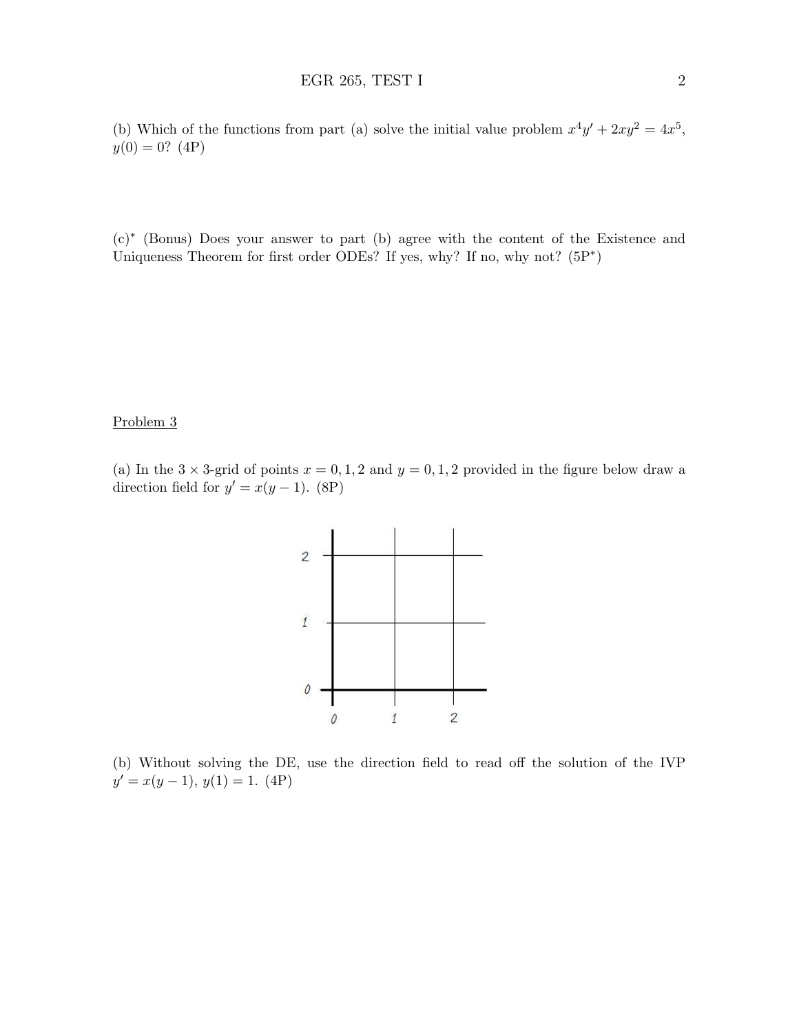(b) Which of the functions from part (a) solve the initial value problem $x^4 y' + 2xy^2 = 4x^5$, $y(0) = 0$? (4P)

(c)* (Bonus) Does your answer to part (b) agree with the content of the Existence and Uniqueness Theorem for first order ODEs? If yes, why? If no, why not? (5P*)

Problem 3

(a) In the $3 \times 3$-grid of points $x = 0, 1, 2$ and $y = 0, 1, 2$ provided in the figure below draw a direction field for $y' = x(y - 1)$. (8P)

(b) Without solving the DE, use the direction field to read off the solution of the IVP $y' = x(y - 1)$, $y(1) = 1$. (4P)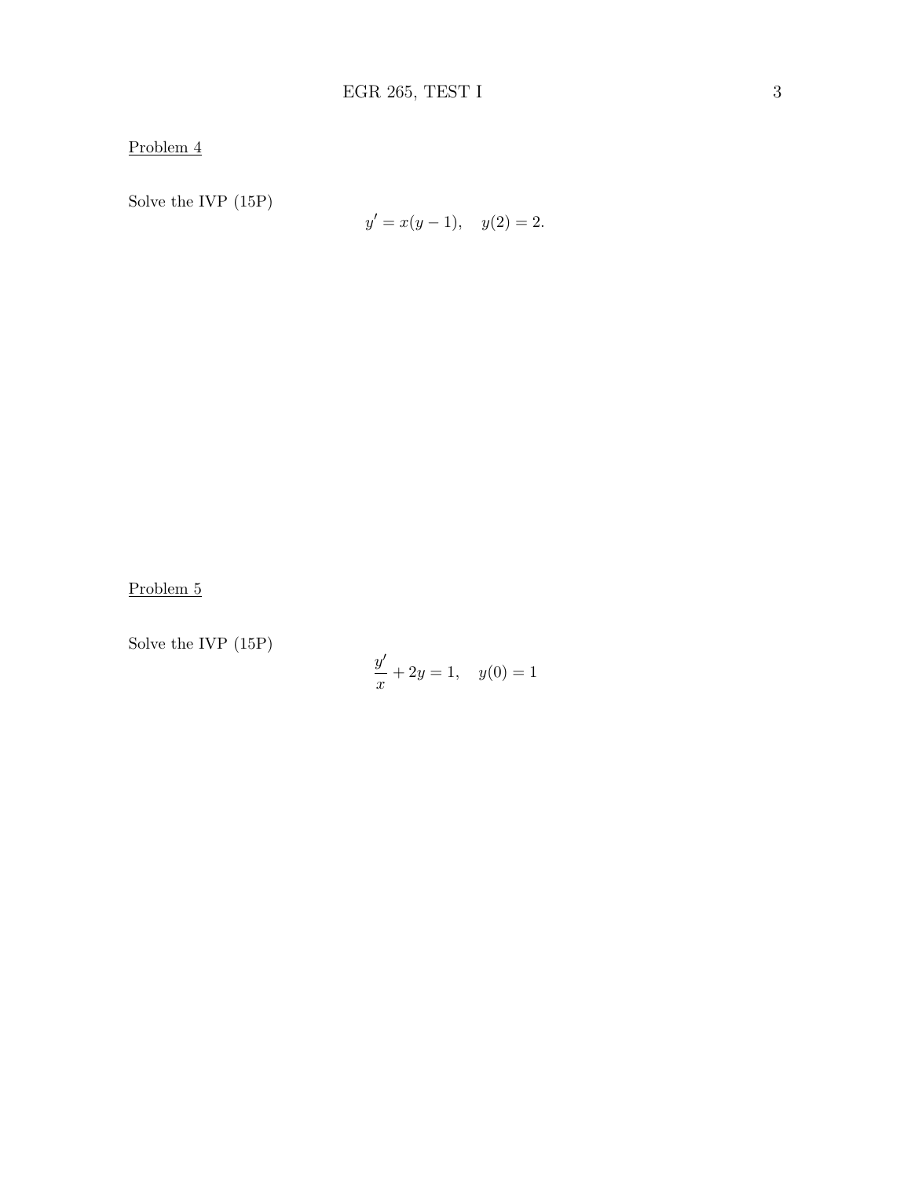Problem 4

Solve the IVP (15P)

$$y' = x(y-1), \quad y(2) = 2.$$

Problem 5

Solve the IVP (15P)

$$\frac{y'}{x} + 2y = 1, \quad y(0) = 1$$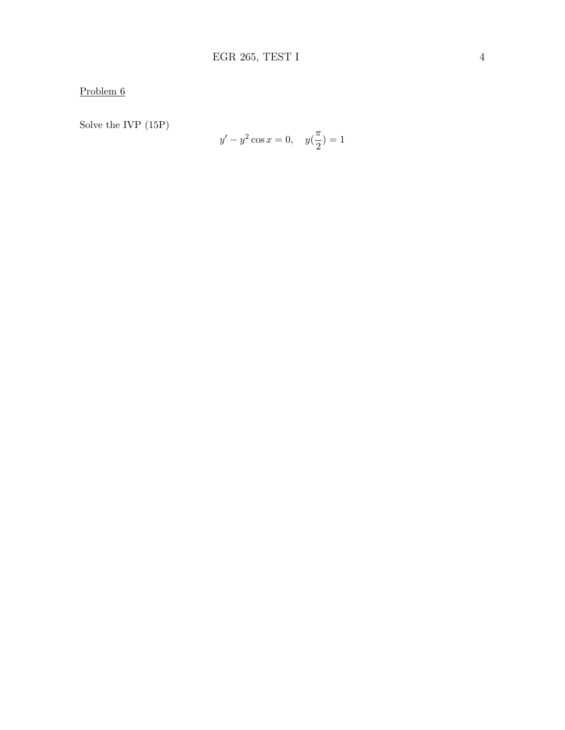Problem 6

Solve the IVP (15P)

$$y' - y^2 \cos x = 0, \quad y(\frac{\pi}{2}) = 1$$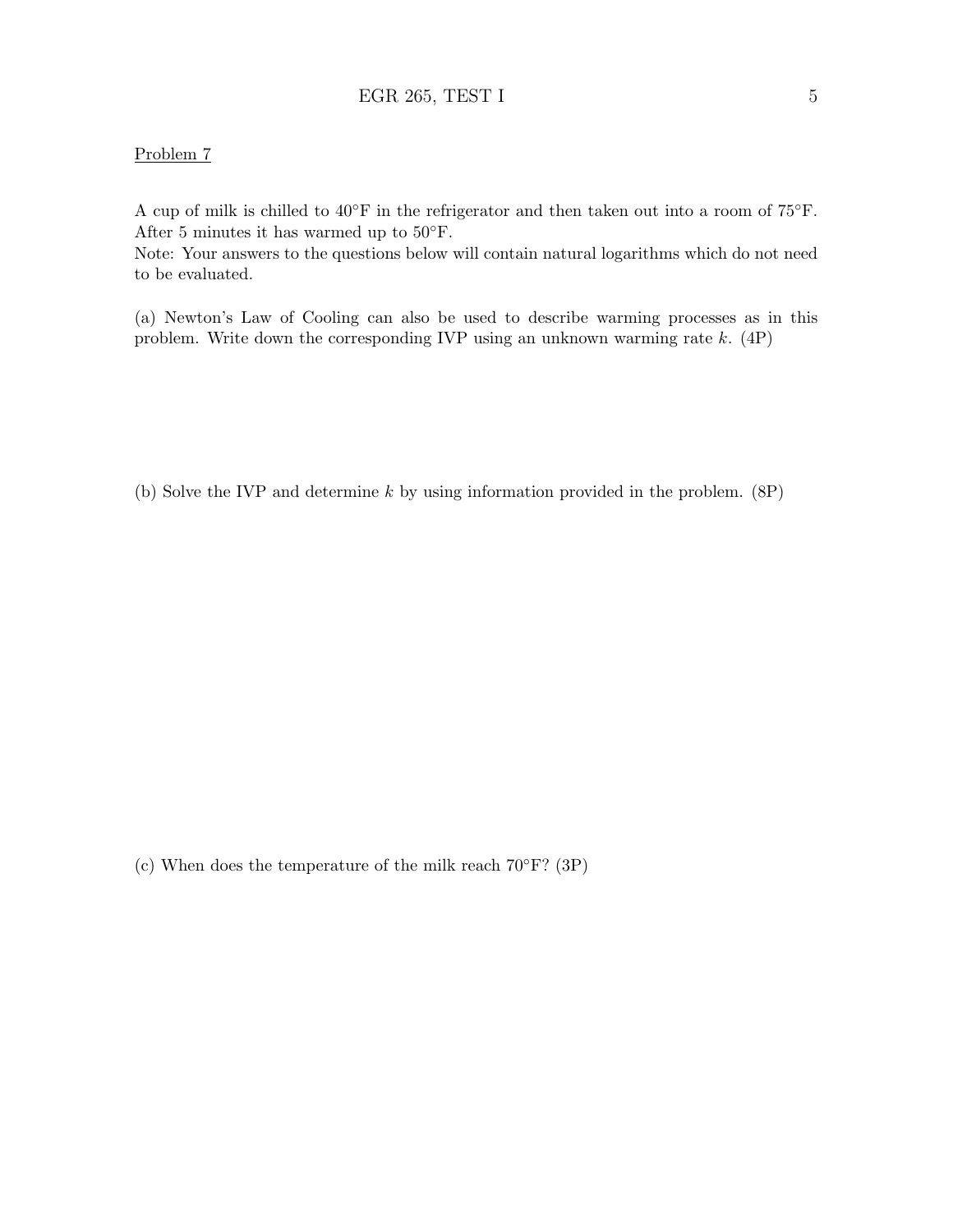Problem 7

A cup of milk is chilled to 40°F in the refrigerator and then taken out into a room of 75°F. After 5 minutes it has warmed up to 50°F.
Note: Your answers to the questions below will contain natural logarithms which do not need to be evaluated.

(a) Newton's Law of Cooling can also be used to describe warming processes as in this problem. Write down the corresponding IVP using an unknown warming rate $k$. (4P)

(b) Solve the IVP and determine $k$ by using information provided in the problem. (8P)

(c) When does the temperature of the milk reach 70°F? (3P)